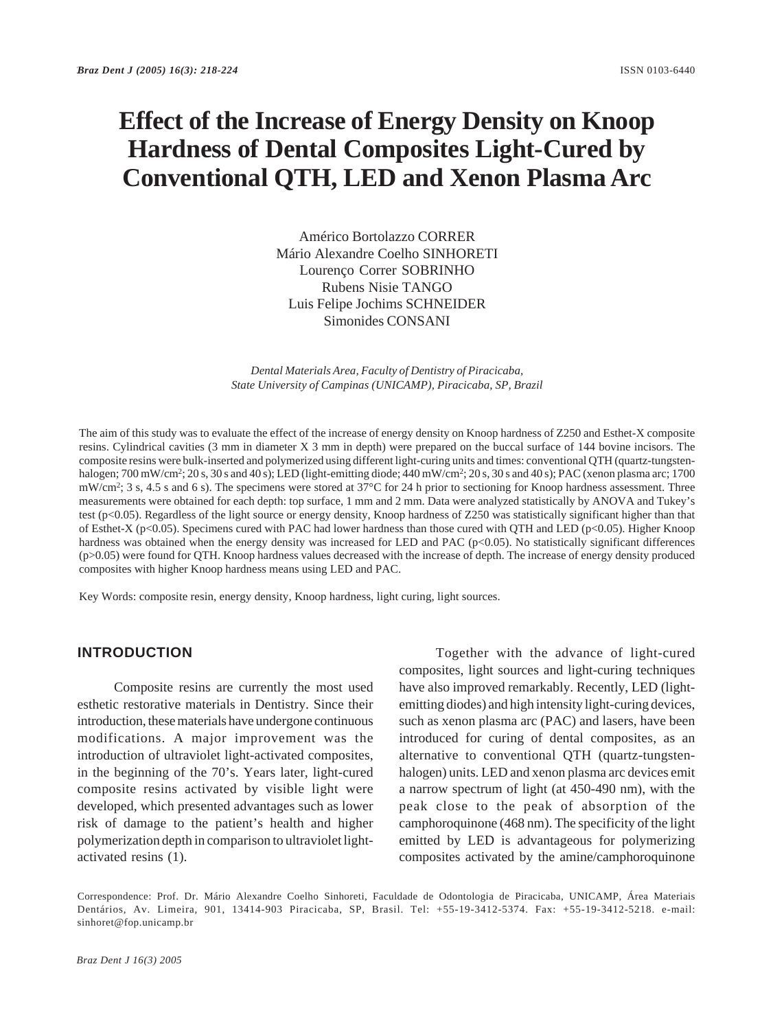# Effect of the Increase of Energy Density on Knoop Hardness of Dental Composites Light-Cured by Conventional QTH, LED and Xenon Plasma Arc

Américo Bortolazzo CORRER
Mário Alexandre Coelho SINHORETI
Lourenço Correr SOBRINHO
Rubens Nisie TANGO
Luis Felipe Jochims SCHNEIDER
Simonides CONSANI

*Dental Materials Area, Faculty of Dentistry of Piracicaba, State University of Campinas (UNICAMP), Piracicaba, SP, Brazil*

The aim of this study was to evaluate the effect of the increase of energy density on Knoop hardness of Z250 and Esthet-X composite resins. Cylindrical cavities (3 mm in diameter X 3 mm in depth) were prepared on the buccal surface of 144 bovine incisors. The composite resins were bulk-inserted and polymerized using different light-curing units and times: conventional QTH (quartz-tungsten-halogen; 700 mW/cm$^2$; 20 s, 30 s and 40 s); LED (light-emitting diode; 440 mW/cm$^2$; 20 s, 30 s and 40 s); PAC (xenon plasma arc; 1700 mW/cm$^2$; 3 s, 4.5 s and 6 s). The specimens were stored at 37°C for 24 h prior to sectioning for Knoop hardness assessment. Three measurements were obtained for each depth: top surface, 1 mm and 2 mm. Data were analyzed statistically by ANOVA and Tukey's test ($p<0.05$). Regardless of the light source or energy density, Knoop hardness of Z250 was statistically significant higher than that of Esthet-X ($p<0.05$). Specimens cured with PAC had lower hardness than those cured with QTH and LED ($p<0.05$). Higher Knoop hardness was obtained when the energy density was increased for LED and PAC ($p<0.05$). No statistically significant differences ($p>0.05$) were found for QTH. Knoop hardness values decreased with the increase of depth. The increase of energy density produced composites with higher Knoop hardness means using LED and PAC.

Key Words: composite resin, energy density, Knoop hardness, light curing, light sources.

## INTRODUCTION

Composite resins are currently the most used esthetic restorative materials in Dentistry. Since their introduction, these materials have undergone continuous modifications. A major improvement was the introduction of ultraviolet light-activated composites, in the beginning of the 70's. Years later, light-cured composite resins activated by visible light were developed, which presented advantages such as lower risk of damage to the patient's health and higher polymerization depth in comparison to ultraviolet light-activated resins (1).

Together with the advance of light-cured composites, light sources and light-curing techniques have also improved remarkably. Recently, LED (light-emitting diodes) and high intensity light-curing devices, such as xenon plasma arc (PAC) and lasers, have been introduced for curing of dental composites, as an alternative to conventional QTH (quartz-tungsten-halogen) units. LED and xenon plasma arc devices emit a narrow spectrum of light (at 450-490 nm), with the peak close to the peak of absorption of the camphoroquinone (468 nm). The specificity of the light emitted by LED is advantageous for polymerizing composites activated by the amine/camphoroquinone

Correspondence: Prof. Dr. Mário Alexandre Coelho Sinhoreti, Faculdade de Odontologia de Piracicaba, UNICAMP, Área Materiais Dentários, Av. Limeira, 901, 13414-903 Piracicaba, SP, Brasil. Tel: +55-19-3412-5374. Fax: +55-19-3412-5218. e-mail: sinhoret@fop.unicamp.br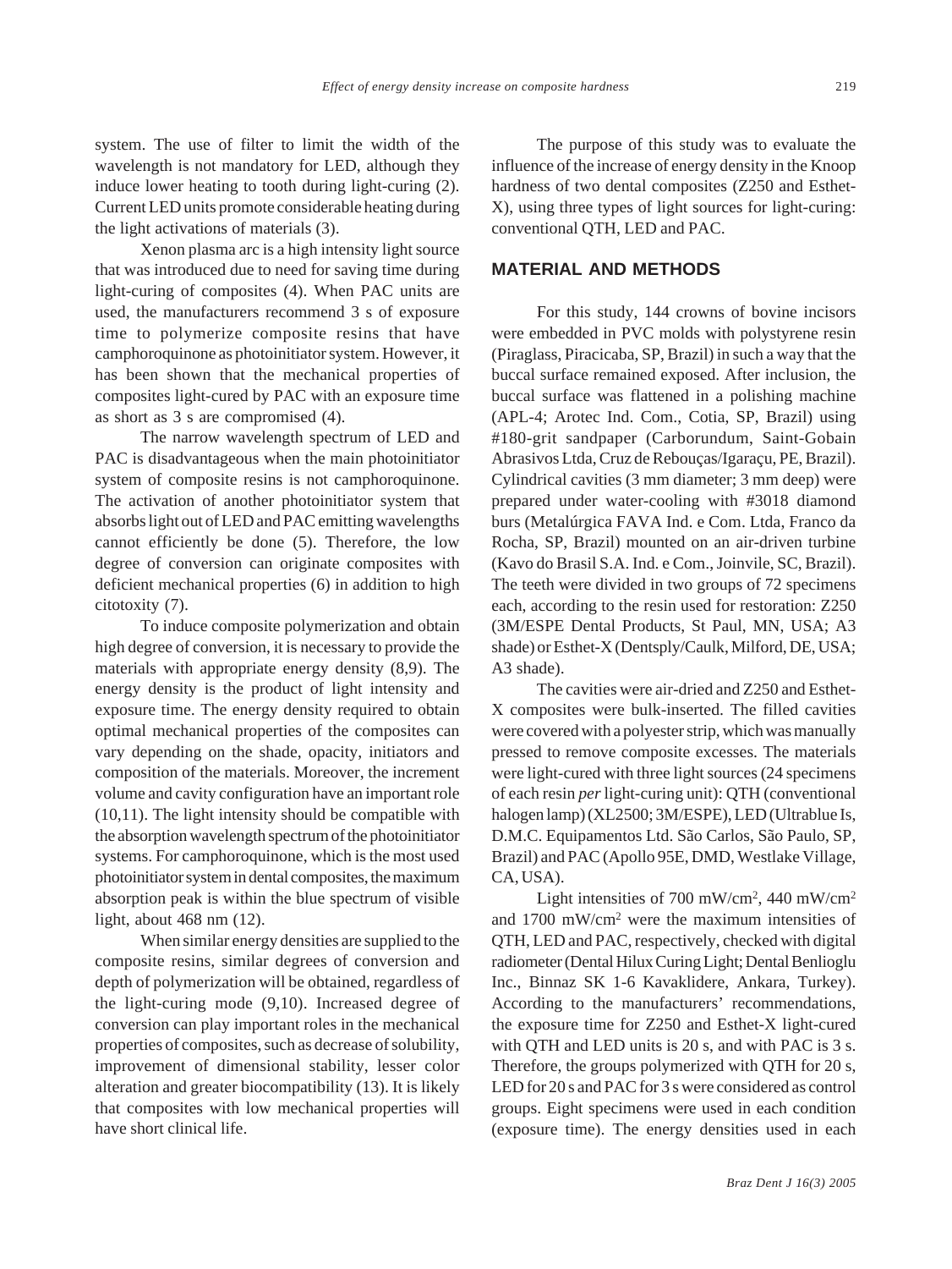system. The use of filter to limit the width of the wavelength is not mandatory for LED, although they induce lower heating to tooth during light-curing (2). Current LED units promote considerable heating during the light activations of materials (3).

Xenon plasma arc is a high intensity light source that was introduced due to need for saving time during light-curing of composites (4). When PAC units are used, the manufacturers recommend 3 s of exposure time to polymerize composite resins that have camphoroquinone as photoinitiator system. However, it has been shown that the mechanical properties of composites light-cured by PAC with an exposure time as short as 3 s are compromised (4).

The narrow wavelength spectrum of LED and PAC is disadvantageous when the main photoinitiator system of composite resins is not camphoroquinone. The activation of another photoinitiator system that absorbs light out of LED and PAC emitting wavelengths cannot efficiently be done (5). Therefore, the low degree of conversion can originate composites with deficient mechanical properties (6) in addition to high citotoxity (7).

To induce composite polymerization and obtain high degree of conversion, it is necessary to provide the materials with appropriate energy density (8,9). The energy density is the product of light intensity and exposure time. The energy density required to obtain optimal mechanical properties of the composites can vary depending on the shade, opacity, initiators and composition of the materials. Moreover, the increment volume and cavity configuration have an important role (10,11). The light intensity should be compatible with the absorption wavelength spectrum of the photoinitiator systems. For camphoroquinone, which is the most used photoinitiator system in dental composites, the maximum absorption peak is within the blue spectrum of visible light, about 468 nm (12).

When similar energy densities are supplied to the composite resins, similar degrees of conversion and depth of polymerization will be obtained, regardless of the light-curing mode (9,10). Increased degree of conversion can play important roles in the mechanical properties of composites, such as decrease of solubility, improvement of dimensional stability, lesser color alteration and greater biocompatibility (13). It is likely that composites with low mechanical properties will have short clinical life.

The purpose of this study was to evaluate the influence of the increase of energy density in the Knoop hardness of two dental composites (Z250 and Esthet-X), using three types of light sources for light-curing: conventional QTH, LED and PAC.

## MATERIAL AND METHODS

For this study, 144 crowns of bovine incisors were embedded in PVC molds with polystyrene resin (Piraglass, Piracicaba, SP, Brazil) in such a way that the buccal surface remained exposed. After inclusion, the buccal surface was flattened in a polishing machine (APL-4; Arotec Ind. Com., Cotia, SP, Brazil) using #180-grit sandpaper (Carborundum, Saint-Gobain Abrasivos Ltda, Cruz de Rebouças/Igaraçu, PE, Brazil). Cylindrical cavities (3 mm diameter; 3 mm deep) were prepared under water-cooling with #3018 diamond burs (Metalúrgica FAVA Ind. e Com. Ltda, Franco da Rocha, SP, Brazil) mounted on an air-driven turbine (Kavo do Brasil S.A. Ind. e Com., Joinvile, SC, Brazil). The teeth were divided in two groups of 72 specimens each, according to the resin used for restoration: Z250 (3M/ESPE Dental Products, St Paul, MN, USA; A3 shade) or Esthet-X (Dentsply/Caulk, Milford, DE, USA; A3 shade).

The cavities were air-dried and Z250 and Esthet-X composites were bulk-inserted. The filled cavities were covered with a polyester strip, which was manually pressed to remove composite excesses. The materials were light-cured with three light sources (24 specimens of each resin *per* light-curing unit): QTH (conventional halogen lamp) (XL2500; 3M/ESPE), LED (Ultrablue Is, D.M.C. Equipamentos Ltd. São Carlos, São Paulo, SP, Brazil) and PAC (Apollo 95E, DMD, Westlake Village, CA, USA).

Light intensities of 700 mW/cm$^2$, 440 mW/cm$^2$ and 1700 mW/cm$^2$ were the maximum intensities of QTH, LED and PAC, respectively, checked with digital radiometer (Dental Hilux Curing Light; Dental Benlioglu Inc., Binnaz SK 1-6 Kavaklidere, Ankara, Turkey). According to the manufacturers' recommendations, the exposure time for Z250 and Esthet-X light-cured with QTH and LED units is 20 s, and with PAC is 3 s. Therefore, the groups polymerized with QTH for 20 s, LED for 20 s and PAC for 3 s were considered as control groups. Eight specimens were used in each condition (exposure time). The energy densities used in each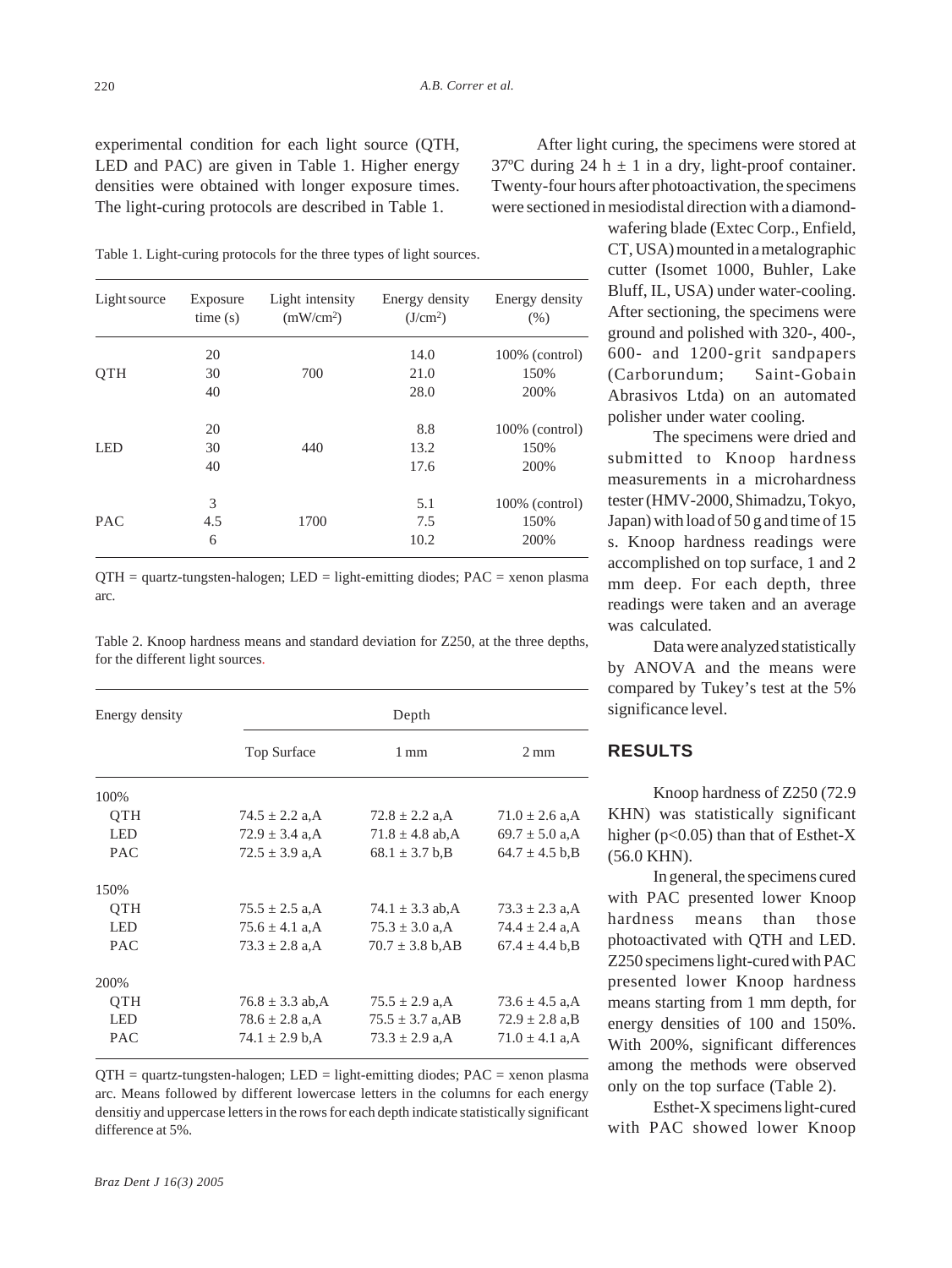experimental condition for each light source (QTH, LED and PAC) are given in Table 1. Higher energy densities were obtained with longer exposure times. The light-curing protocols are described in Table 1.

Table 1. Light-curing protocols for the three types of light sources.

| Light source | Exposure time (s) | Light intensity ($mW/cm^2$) | Energy density ($J/cm^2$) | Energy density (%) |
|---|---|---|---|---|
| QTH | 20 | 700 | 14.0 | 100% (control) |
| | 30 | | 21.0 | 150% |
| | 40 | | 28.0 | 200% |
| LED | 20 | 440 | 8.8 | 100% (control) |
| | 30 | | 13.2 | 150% |
| | 40 | | 17.6 | 200% |
| PAC | 3 | 1700 | 5.1 | 100% (control) |
| | 4.5 | | 7.5 | 150% |
| | 6 | | 10.2 | 200% |

QTH = quartz-tungsten-halogen; LED = light-emitting diodes; PAC = xenon plasma arc.

Table 2. Knoop hardness means and standard deviation for Z250, at the three depths, for the different light sources.

| Energy density | Depth | | |
|---|---|---|---|
| | Top Surface | 1 mm | 2 mm |
| **100%** | | | |
| QTH | 74.5 ± 2.2 a,A | 72.8 ± 2.2 a,A | 71.0 ± 2.6 a,A |
| LED | 72.9 ± 3.4 a,A | 71.8 ± 4.8 ab,A | 69.7 ± 5.0 a,A |
| PAC | 72.5 ± 3.9 a,A | 68.1 ± 3.7 b,B | 64.7 ± 4.5 b,B |
| **150%** | | | |
| QTH | 75.5 ± 2.5 a,A | 74.1 ± 3.3 ab,A | 73.3 ± 2.3 a,A |
| LED | 75.6 ± 4.1 a,A | 75.3 ± 3.0 a,A | 74.4 ± 2.4 a,A |
| PAC | 73.3 ± 2.8 a,A | 70.7 ± 3.8 b,AB | 67.4 ± 4.4 b,B |
| **200%** | | | |
| QTH | 76.8 ± 3.3 ab,A | 75.5 ± 2.9 a,A | 73.6 ± 4.5 a,A |
| LED | 78.6 ± 2.8 a,A | 75.5 ± 3.7 a,AB | 72.9 ± 2.8 a,B |
| PAC | 74.1 ± 2.9 b,A | 73.3 ± 2.9 a,A | 71.0 ± 4.1 a,A |

QTH = quartz-tungsten-halogen; LED = light-emitting diodes; PAC = xenon plasma arc. Means followed by different lowercase letters in the columns for each energy densitiy and uppercase letters in the rows for each depth indicate statistically significant difference at 5%.

After light curing, the specimens were stored at 37ºC during 24 h ± 1 in a dry, light-proof container. Twenty-four hours after photoactivation, the specimens were sectioned in mesiodistal direction with a diamond-wafering blade (Extec Corp., Enfield, CT, USA) mounted in a metalographic cutter (Isomet 1000, Buhler, Lake Bluff, IL, USA) under water-cooling. After sectioning, the specimens were ground and polished with 320-, 400-, 600- and 1200-grit sandpapers (Carborundum; Saint-Gobain Abrasivos Ltda) on an automated polisher under water cooling.

The specimens were dried and submitted to Knoop hardness measurements in a microhardness tester (HMV-2000, Shimadzu, Tokyo, Japan) with load of 50 g and time of 15 s. Knoop hardness readings were accomplished on top surface, 1 and 2 mm deep. For each depth, three readings were taken and an average was calculated.

Data were analyzed statistically by ANOVA and the means were compared by Tukey's test at the 5% significance level.

## RESULTS

Knoop hardness of Z250 (72.9 KHN) was statistically significant higher ($p<0.05$) than that of Esthet-X (56.0 KHN).

In general, the specimens cured with PAC presented lower Knoop hardness means than those photoactivated with QTH and LED. Z250 specimens light-cured with PAC presented lower Knoop hardness means starting from 1 mm depth, for energy densities of 100 and 150%. With 200%, significant differences among the methods were observed only on the top surface (Table 2).

Esthet-X specimens light-cured with PAC showed lower Knoop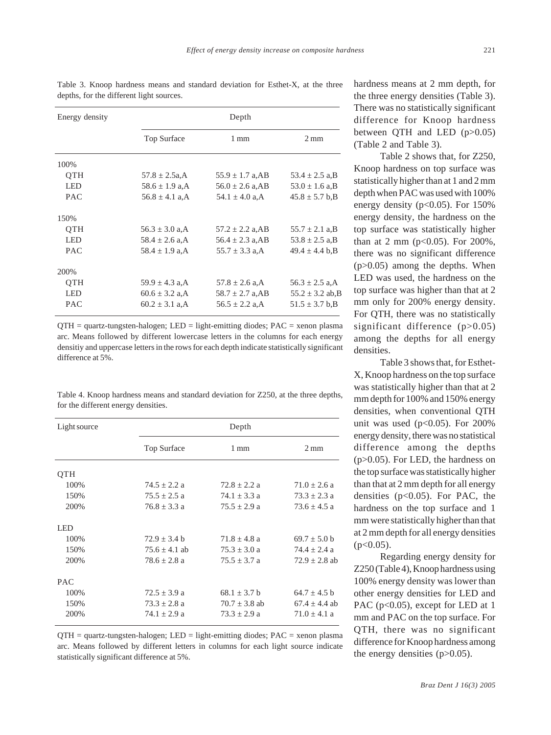Table 3. Knoop hardness means and standard deviation for Esthet-X, at the three depths, for the different light sources.

| Energy density | Depth | | |
|---|---|---|---|
| | Top Surface | 1 mm | 2 mm |
| 100% | | | |
| QTH | 57.8 ± 2.5a,A | 55.9 ± 1.7 a,AB | 53.4 ± 2.5 a,B |
| LED | 58.6 ± 1.9 a,A | 56.0 ± 2.6 a,AB | 53.0 ± 1.6 a,B |
| PAC | 56.8 ± 4.1 a,A | 54.1 ± 4.0 a,A | 45.8 ± 5.7 b,B |
| 150% | | | |
| QTH | 56.3 ± 3.0 a,A | 57.2 ± 2.2 a,AB | 55.7 ± 2.1 a,B |
| LED | 58.4 ± 2.6 a,A | 56.4 ± 2.3 a,AB | 53.8 ± 2.5 a,B |
| PAC | 58.4 ± 1.9 a,A | 55.7 ± 3.3 a,A | 49.4 ± 4.4 b,B |
| 200% | | | |
| QTH | 59.9 ± 4.3 a,A | 57.8 ± 2.6 a,A | 56.3 ± 2.5 a,A |
| LED | 60.6 ± 3.2 a,A | 58.7 ± 2.7 a,AB | 55.2 ± 3.2 ab,B |
| PAC | 60.2 ± 3.1 a,A | 56.5 ± 2.2 a,A | 51.5 ± 3.7 b,B |

QTH = quartz-tungsten-halogen; LED = light-emitting diodes; PAC = xenon plasma arc. Means followed by different lowercase letters in the columns for each energy densitiy and uppercase letters in the rows for each depth indicate statistically significant difference at 5%.

Table 4. Knoop hardness means and standard deviation for Z250, at the three depths, for the different energy densities.

| Light source | Depth | | |
|---|---|---|---|
| | Top Surface | 1 mm | 2 mm |
| QTH | | | |
| 100% | 74.5 ± 2.2 a | 72.8 ± 2.2 a | 71.0 ± 2.6 a |
| 150% | 75.5 ± 2.5 a | 74.1 ± 3.3 a | 73.3 ± 2.3 a |
| 200% | 76.8 ± 3.3 a | 75.5 ± 2.9 a | 73.6 ± 4.5 a |
| LED | | | |
| 100% | 72.9 ± 3.4 b | 71.8 ± 4.8 a | 69.7 ± 5.0 b |
| 150% | 75.6 ± 4.1 ab | 75.3 ± 3.0 a | 74.4 ± 2.4 a |
| 200% | 78.6 ± 2.8 a | 75.5 ± 3.7 a | 72.9 ± 2.8 ab |
| PAC | | | |
| 100% | 72.5 ± 3.9 a | 68.1 ± 3.7 b | 64.7 ± 4.5 b |
| 150% | 73.3 ± 2.8 a | 70.7 ± 3.8 ab | 67.4 ± 4.4 ab |
| 200% | 74.1 ± 2.9 a | 73.3 ± 2.9 a | 71.0 ± 4.1 a |

QTH = quartz-tungsten-halogen; LED = light-emitting diodes; PAC = xenon plasma arc. Means followed by different letters in columns for each light source indicate statistically significant difference at 5%.

hardness means at 2 mm depth, for the three energy densities (Table 3). There was no statistically significant difference for Knoop hardness between QTH and LED ($p>0.05$) (Table 2 and Table 3).

Table 2 shows that, for Z250, Knoop hardness on top surface was statistically higher than at 1 and 2 mm depth when PAC was used with 100% energy density ($p<0.05$). For 150% energy density, the hardness on the top surface was statistically higher than at 2 mm ($p<0.05$). For 200%, there was no significant difference ($p>0.05$) among the depths. When LED was used, the hardness on the top surface was higher than that at 2 mm only for 200% energy density. For QTH, there was no statistically significant difference ($p>0.05$) among the depths for all energy densities.

Table 3 shows that, for Esthet-X, Knoop hardness on the top surface was statistically higher than that at 2 mm depth for 100% and 150% energy densities, when conventional QTH unit was used ($p<0.05$). For 200% energy density, there was no statistical difference among the depths ($p>0.05$). For LED, the hardness on the top surface was statistically higher than that at 2 mm depth for all energy densities ($p<0.05$). For PAC, the hardness on the top surface and 1 mm were statistically higher than that at 2 mm depth for all energy densities ($p<0.05$).

Regarding energy density for Z250 (Table 4), Knoop hardness using 100% energy density was lower than other energy densities for LED and PAC ($p<0.05$), except for LED at 1 mm and PAC on the top surface. For QTH, there was no significant difference for Knoop hardness among the energy densities ($p>0.05$).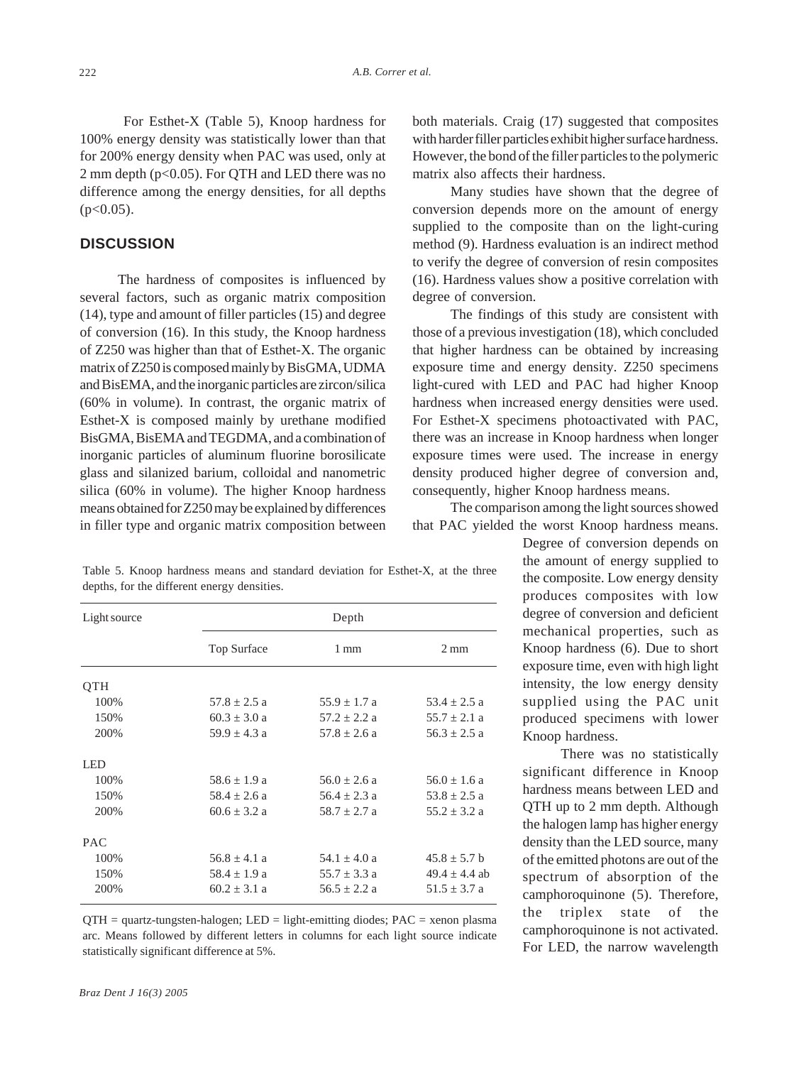For Esthet-X (Table 5), Knoop hardness for 100% energy density was statistically lower than that for 200% energy density when PAC was used, only at 2 mm depth ($p<0.05$). For QTH and LED there was no difference among the energy densities, for all depths ($p<0.05$).

## DISCUSSION

The hardness of composites is influenced by several factors, such as organic matrix composition (14), type and amount of filler particles (15) and degree of conversion (16). In this study, the Knoop hardness of Z250 was higher than that of Esthet-X. The organic matrix of Z250 is composed mainly by BisGMA, UDMA and BisEMA, and the inorganic particles are zircon/silica (60% in volume). In contrast, the organic matrix of Esthet-X is composed mainly by urethane modified BisGMA, BisEMA and TEGDMA, and a combination of inorganic particles of aluminum fluorine borosilicate glass and silanized barium, colloidal and nanometric silica (60% in volume). The higher Knoop hardness means obtained for Z250 may be explained by differences in filler type and organic matrix composition between both materials. Craig (17) suggested that composites with harder filler particles exhibit higher surface hardness. However, the bond of the filler particles to the polymeric matrix also affects their hardness.

Many studies have shown that the degree of conversion depends more on the amount of energy supplied to the composite than on the light-curing method (9). Hardness evaluation is an indirect method to verify the degree of conversion of resin composites (16). Hardness values show a positive correlation with degree of conversion.

The findings of this study are consistent with those of a previous investigation (18), which concluded that higher hardness can be obtained by increasing exposure time and energy density. Z250 specimens light-cured with LED and PAC had higher Knoop hardness when increased energy densities were used. For Esthet-X specimens photoactivated with PAC, there was an increase in Knoop hardness when longer exposure times were used. The increase in energy density produced higher degree of conversion and, consequently, higher Knoop hardness means.

The comparison among the light sources showed that PAC yielded the worst Knoop hardness means. Degree of conversion depends on the amount of energy supplied to the composite. Low energy density produces composites with low degree of conversion and deficient mechanical properties, such as Knoop hardness (6). Due to short exposure time, even with high light intensity, the low energy density supplied using the PAC unit produced specimens with lower Knoop hardness.

There was no statistically significant difference in Knoop hardness means between LED and QTH up to 2 mm depth. Although the halogen lamp has higher energy density than the LED source, many of the emitted photons are out of the spectrum of absorption of the camphoroquinone (5). Therefore, the triplex state of the camphoroquinone is not activated. For LED, the narrow wavelength

Table 5. Knoop hardness means and standard deviation for Esthet-X, at the three depths, for the different energy densities.

| Light source | Depth | | |
|---|---|---|---|
| | Top Surface | 1 mm | 2 mm |
| QTH | | | |
| 100% | 57.8 ± 2.5 a | 55.9 ± 1.7 a | 53.4 ± 2.5 a |
| 150% | 60.3 ± 3.0 a | 57.2 ± 2.2 a | 55.7 ± 2.1 a |
| 200% | 59.9 ± 4.3 a | 57.8 ± 2.6 a | 56.3 ± 2.5 a |
| LED | | | |
| 100% | 58.6 ± 1.9 a | 56.0 ± 2.6 a | 56.0 ± 1.6 a |
| 150% | 58.4 ± 2.6 a | 56.4 ± 2.3 a | 53.8 ± 2.5 a |
| 200% | 60.6 ± 3.2 a | 58.7 ± 2.7 a | 55.2 ± 3.2 a |
| PAC | | | |
| 100% | 56.8 ± 4.1 a | 54.1 ± 4.0 a | 45.8 ± 5.7 b |
| 150% | 58.4 ± 1.9 a | 55.7 ± 3.3 a | 49.4 ± 4.4 ab |
| 200% | 60.2 ± 3.1 a | 56.5 ± 2.2 a | 51.5 ± 3.7 a |

QTH = quartz-tungsten-halogen; LED = light-emitting diodes; PAC = xenon plasma arc. Means followed by different letters in columns for each light source indicate statistically significant difference at 5%.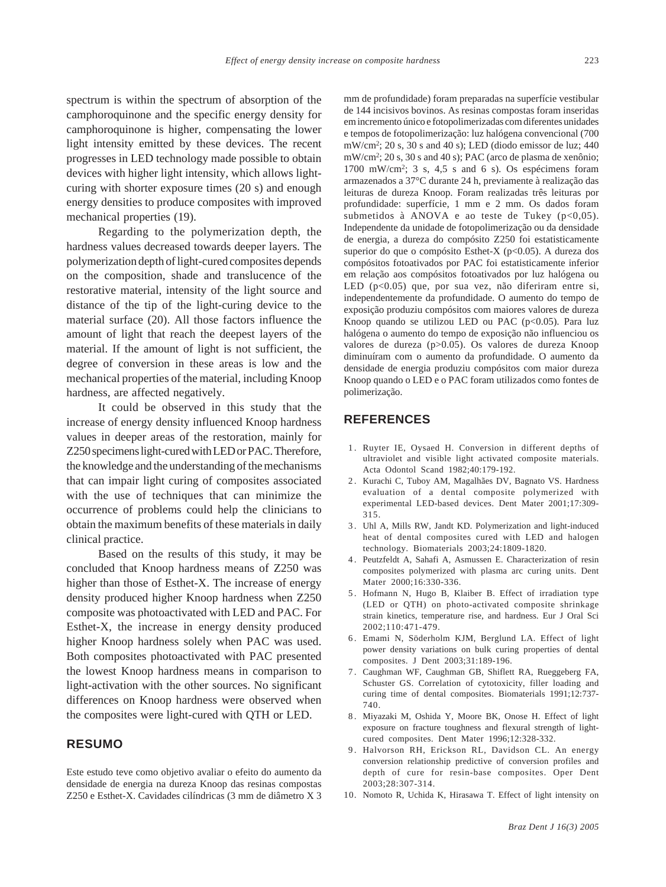spectrum is within the spectrum of absorption of the camphoroquinone and the specific energy density for camphoroquinone is higher, compensating the lower light intensity emitted by these devices. The recent progresses in LED technology made possible to obtain devices with higher light intensity, which allows light-curing with shorter exposure times (20 s) and enough energy densities to produce composites with improved mechanical properties (19).

Regarding to the polymerization depth, the hardness values decreased towards deeper layers. The polymerization depth of light-cured composites depends on the composition, shade and translucence of the restorative material, intensity of the light source and distance of the tip of the light-curing device to the material surface (20). All those factors influence the amount of light that reach the deepest layers of the material. If the amount of light is not sufficient, the degree of conversion in these areas is low and the mechanical properties of the material, including Knoop hardness, are affected negatively.

It could be observed in this study that the increase of energy density influenced Knoop hardness values in deeper areas of the restoration, mainly for Z250 specimens light-cured with LED or PAC. Therefore, the knowledge and the understanding of the mechanisms that can impair light curing of composites associated with the use of techniques that can minimize the occurrence of problems could help the clinicians to obtain the maximum benefits of these materials in daily clinical practice.

Based on the results of this study, it may be concluded that Knoop hardness means of Z250 was higher than those of Esthet-X. The increase of energy density produced higher Knoop hardness when Z250 composite was photoactivated with LED and PAC. For Esthet-X, the increase in energy density produced higher Knoop hardness solely when PAC was used. Both composites photoactivated with PAC presented the lowest Knoop hardness means in comparison to light-activation with the other sources. No significant differences on Knoop hardness were observed when the composites were light-cured with QTH or LED.

## RESUMO

Este estudo teve como objetivo avaliar o efeito do aumento da densidade de energia na dureza Knoop das resinas compostas Z250 e Esthet-X. Cavidades cilíndricas (3 mm de diâmetro X 3 mm de profundidade) foram preparadas na superfície vestibular de 144 incisivos bovinos. As resinas compostas foram inseridas em incremento único e fotopolimerizadas com diferentes unidades e tempos de fotopolimerização: luz halógena convencional (700 mW/cm$^2$; 20 s, 30 s and 40 s); LED (diodo emissor de luz; 440 mW/cm$^2$; 20 s, 30 s and 40 s); PAC (arco de plasma de xenônio; 1700 mW/cm$^2$; 3 s, 4,5 s and 6 s). Os espécimens foram armazenados a 37°C durante 24 h, previamente à realização das leituras de dureza Knoop. Foram realizadas três leituras por profundidade: superfície, 1 mm e 2 mm. Os dados foram submetidos à ANOVA e ao teste de Tukey ($p<0,05$). Independente da unidade de fotopolimerização ou da densidade de energia, a dureza do compósito Z250 foi estatisticamente superior do que o compósito Esthet-X ($p<0.05$). A dureza dos compósitos fotoativados por PAC foi estatisticamente inferior em relação aos compósitos fotoativados por luz halógena ou LED ($p<0.05$) que, por sua vez, não diferiram entre si, independentemente da profundidade. O aumento do tempo de exposição produziu compósitos com maiores valores de dureza Knoop quando se utilizou LED ou PAC ($p<0.05$). Para luz halógena o aumento do tempo de exposição não influenciou os valores de dureza ($p>0.05$). Os valores de dureza Knoop diminuíram com o aumento da profundidade. O aumento da densidade de energia produziu compósitos com maior dureza Knoop quando o LED e o PAC foram utilizados como fontes de polimerização.

## REFERENCES

1. Ruyter IE, Oysaed H. Conversion in different depths of ultraviolet and visible light activated composite materials. Acta Odontol Scand 1982;40:179-192.
2. Kurachi C, Tuboy AM, Magalhães DV, Bagnato VS. Hardness evaluation of a dental composite polymerized with experimental LED-based devices. Dent Mater 2001;17:309-315.
3. Uhl A, Mills RW, Jandt KD. Polymerization and light-induced heat of dental composites cured with LED and halogen technology. Biomaterials 2003;24:1809-1820.
4. Peutzfeldt A, Sahafi A, Asmussen E. Characterization of resin composites polymerized with plasma arc curing units. Dent Mater 2000;16:330-336.
5. Hofmann N, Hugo B, Klaiber B. Effect of irradiation type (LED or QTH) on photo-activated composite shrinkage strain kinetics, temperature rise, and hardness. Eur J Oral Sci 2002;110:471-479.
6. Emami N, Söderholm KJM, Berglund LA. Effect of light power density variations on bulk curing properties of dental composites. J Dent 2003;31:189-196.
7. Caughman WF, Caughman GB, Shiflett RA, Rueggeberg FA, Schuster GS. Correlation of cytotoxicity, filler loading and curing time of dental composites. Biomaterials 1991;12:737-740.
8. Miyazaki M, Oshida Y, Moore BK, Onose H. Effect of light exposure on fracture toughness and flexural strength of light-cured composites. Dent Mater 1996;12:328-332.
9. Halvorson RH, Erickson RL, Davidson CL. An energy conversion relationship predictive of conversion profiles and depth of cure for resin-base composites. Oper Dent 2003;28:307-314.
10. Nomoto R, Uchida K, Hirasawa T. Effect of light intensity on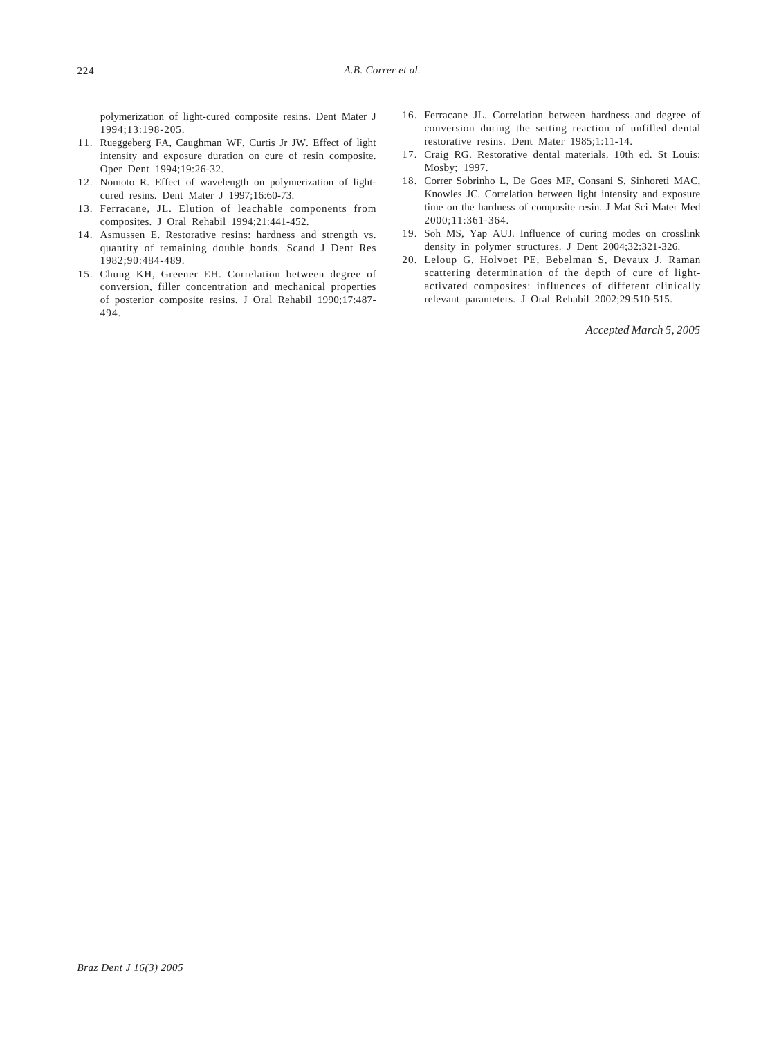polymerization of light-cured composite resins. Dent Mater J 1994;13:198-205.

11. Rueggeberg FA, Caughman WF, Curtis Jr JW. Effect of light intensity and exposure duration on cure of resin composite. Oper Dent 1994;19:26-32.
12. Nomoto R. Effect of wavelength on polymerization of light-cured resins. Dent Mater J 1997;16:60-73.
13. Ferracane, JL. Elution of leachable components from composites. J Oral Rehabil 1994;21:441-452.
14. Asmussen E. Restorative resins: hardness and strength vs. quantity of remaining double bonds. Scand J Dent Res 1982;90:484-489.
15. Chung KH, Greener EH. Correlation between degree of conversion, filler concentration and mechanical properties of posterior composite resins. J Oral Rehabil 1990;17:487-494.
16. Ferracane JL. Correlation between hardness and degree of conversion during the setting reaction of unfilled dental restorative resins. Dent Mater 1985;1:11-14.
17. Craig RG. Restorative dental materials. 10th ed. St Louis: Mosby; 1997.
18. Correr Sobrinho L, De Goes MF, Consani S, Sinhoreti MAC, Knowles JC. Correlation between light intensity and exposure time on the hardness of composite resin. J Mat Sci Mater Med 2000;11:361-364.
19. Soh MS, Yap AUJ. Influence of curing modes on crosslink density in polymer structures. J Dent 2004;32:321-326.
20. Leloup G, Holvoet PE, Bebelman S, Devaux J. Raman scattering determination of the depth of cure of light-activated composites: influences of different clinically relevant parameters. J Oral Rehabil 2002;29:510-515.

*Accepted March 5, 2005*